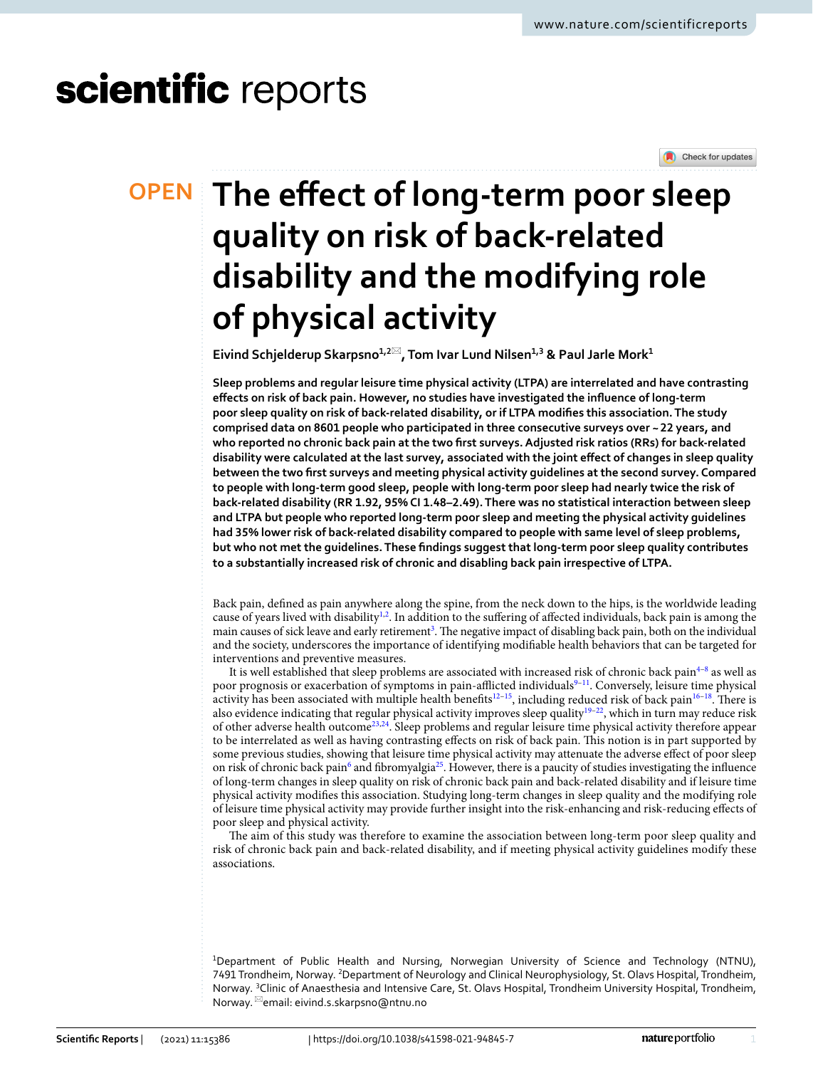# The effect of long-term poor sleep quality on risk of back-related disability and the modifying role of physical activity

**Eivind Schjelderup Skarpsno[1,2], Tom Ivar Lund Nilsen[1,3] & Paul Jarle Mork[1]**

**Sleep problems and regular leisure time physical activity (LTPA) are interrelated and have contrasting effects on risk of back pain. However, no studies have investigated the influence of long-term poor sleep quality on risk of back-related disability, or if LTPA modifies this association. The study comprised data on 8601 people who participated in three consecutive surveys over ~22 years, and who reported no chronic back pain at the two first surveys. Adjusted risk ratios (RRs) for back-related disability were calculated at the last survey, associated with the joint effect of changes in sleep quality between the two first surveys and meeting physical activity guidelines at the second survey. Compared to people with long-term good sleep, people with long-term poor sleep had nearly twice the risk of back-related disability (RR 1.92, 95% CI 1.48–2.49). There was no statistical interaction between sleep and LTPA but people who reported long-term poor sleep and meeting the physical activity guidelines had 35% lower risk of back-related disability compared to people with same level of sleep problems, but who not met the guidelines. These findings suggest that long-term poor sleep quality contributes to a substantially increased risk of chronic and disabling back pain irrespective of LTPA.**

Back pain, defined as pain anywhere along the spine, from the neck down to the hips, is the worldwide leading cause of years lived with disability[1,2]. In addition to the suffering of affected individuals, back pain is among the main causes of sick leave and early retirement[3]. The negative impact of disabling back pain, both on the individual and the society, underscores the importance of identifying modifiable health behaviors that can be targeted for interventions and preventive measures.

It is well established that sleep problems are associated with increased risk of chronic back pain[4–8] as well as poor prognosis or exacerbation of symptoms in pain-afflicted individuals[9–11]. Conversely, leisure time physical activity has been associated with multiple health benefits[12–15], including reduced risk of back pain[16–18]. There is also evidence indicating that regular physical activity improves sleep quality[19–22], which in turn may reduce risk of other adverse health outcome[23,24]. Sleep problems and regular leisure time physical activity therefore appear to be interrelated as well as having contrasting effects on risk of back pain. This notion is in part supported by some previous studies, showing that leisure time physical activity may attenuate the adverse effect of poor sleep on risk of chronic back pain[6] and fibromyalgia[25]. However, there is a paucity of studies investigating the influence of long-term changes in sleep quality on risk of chronic back pain and back-related disability and if leisure time physical activity modifies this association. Studying long-term changes in sleep quality and the modifying role of leisure time physical activity may provide further insight into the risk-enhancing and risk-reducing effects of poor sleep and physical activity.

The aim of this study was therefore to examine the association between long-term poor sleep quality and risk of chronic back pain and back-related disability, and if meeting physical activity guidelines modify these associations.

[1]Department of Public Health and Nursing, Norwegian University of Science and Technology (NTNU), 7491 Trondheim, Norway. [2]Department of Neurology and Clinical Neurophysiology, St. Olavs Hospital, Trondheim, Norway. [3]Clinic of Anaesthesia and Intensive Care, St. Olavs Hospital, Trondheim University Hospital, Trondheim, Norway. email: eivind.s.skarpsno@ntnu.no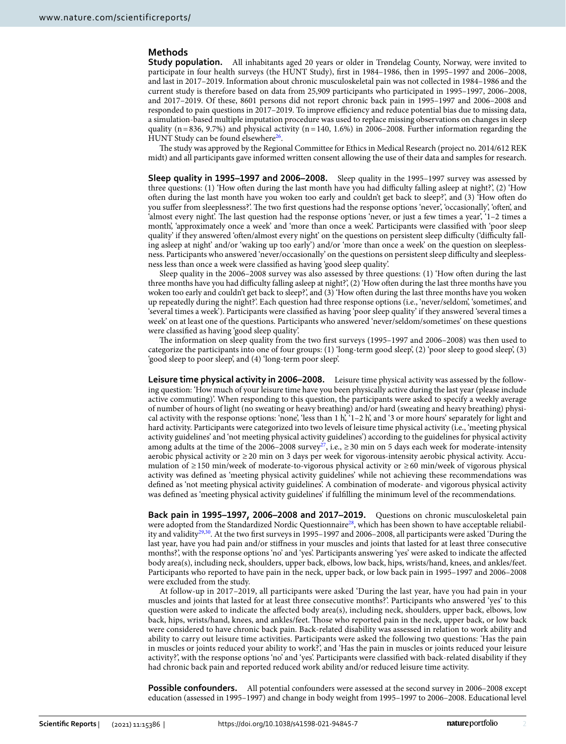## Methods

**Study population.** All inhabitants aged 20 years or older in Trøndelag County, Norway, were invited to participate in four health surveys (the HUNT Study), first in 1984–1986, then in 1995–1997 and 2006–2008, and last in 2017–2019. Information about chronic musculoskeletal pain was not collected in 1984–1986 and the current study is therefore based on data from 25,909 participants who participated in 1995–1997, 2006–2008, and 2017–2019. Of these, 8601 persons did not report chronic back pain in 1995–1997 and 2006–2008 and responded to pain questions in 2017–2019. To improve efficiency and reduce potential bias due to missing data, a simulation-based multiple imputation procedure was used to replace missing observations on changes in sleep quality (n = 836, 9.7%) and physical activity (n = 140, 1.6%) in 2006–2008. Further information regarding the HUNT Study can be found elsewhere[26].

The study was approved by the Regional Committee for Ethics in Medical Research (project no. 2014/612 REK midt) and all participants gave informed written consent allowing the use of their data and samples for research.

**Sleep quality in 1995–1997 and 2006–2008.** Sleep quality in the 1995–1997 survey was assessed by three questions: (1) 'How often during the last month have you had difficulty falling asleep at night?', (2) 'How often during the last month have you woken too early and couldn't get back to sleep?', and (3) 'How often do you suffer from sleeplessness?'. The two first questions had the response options 'never', 'occasionally', 'often', and 'almost every night'. The last question had the response options 'never, or just a few times a year', '1–2 times a month', 'approximately once a week' and 'more than once a week'. Participants were classified with 'poor sleep quality' if they answered 'often/almost every night' on the questions on persistent sleep difficulty ('difficulty falling asleep at night' and/or 'waking up too early') and/or 'more than once a week' on the question on sleeplessness. Participants who answered 'never/occasionally' on the questions on persistent sleep difficulty and sleeplessness less than once a week were classified as having 'good sleep quality'.

Sleep quality in the 2006–2008 survey was also assessed by three questions: (1) 'How often during the last three months have you had difficulty falling asleep at night?', (2) 'How often during the last three months have you woken too early and couldn't get back to sleep?', and (3) 'How often during the last three months have you woken up repeatedly during the night?'. Each question had three response options (i.e., 'never/seldom', 'sometimes', and 'several times a week'). Participants were classified as having 'poor sleep quality' if they answered 'several times a week' on at least one of the questions. Participants who answered 'never/seldom/sometimes' on these questions were classified as having 'good sleep quality'.

The information on sleep quality from the two first surveys (1995–1997 and 2006–2008) was then used to categorize the participants into one of four groups: (1) 'long-term good sleep', (2) 'poor sleep to good sleep', (3) 'good sleep to poor sleep', and (4) 'long-term poor sleep'.

**Leisure time physical activity in 2006–2008.** Leisure time physical activity was assessed by the following question: 'How much of your leisure time have you been physically active during the last year (please include active commuting)'. When responding to this question, the participants were asked to specify a weekly average of number of hours of light (no sweating or heavy breathing) and/or hard (sweating and heavy breathing) physical activity with the response options: 'none', 'less than 1 h', '1–2 h', and '3 or more hours' separately for light and hard activity. Participants were categorized into two levels of leisure time physical activity (i.e., 'meeting physical activity guidelines' and 'not meeting physical activity guidelines') according to the guidelines for physical activity among adults at the time of the 2006–2008 survey[27], i.e., ≥ 30 min on 5 days each week for moderate-intensity aerobic physical activity or ≥ 20 min on 3 days per week for vigorous-intensity aerobic physical activity. Accumulation of ≥ 150 min/week of moderate-to-vigorous physical activity or ≥ 60 min/week of vigorous physical activity was defined as 'meeting physical activity guidelines' while not achieving these recommendations was defined as 'not meeting physical activity guidelines'. A combination of moderate- and vigorous physical activity was defined as 'meeting physical activity guidelines' if fulfilling the minimum level of the recommendations.

**Back pain in 1995–1997, 2006–2008 and 2017–2019.** Questions on chronic musculoskeletal pain were adopted from the Standardized Nordic Questionnaire[28], which has been shown to have acceptable reliability and validity[29,30]. At the two first surveys in 1995–1997 and 2006–2008, all participants were asked 'During the last year, have you had pain and/or stiffness in your muscles and joints that lasted for at least three consecutive months?', with the response options 'no' and 'yes'. Participants answering 'yes' were asked to indicate the affected body area(s), including neck, shoulders, upper back, elbows, low back, hips, wrists/hand, knees, and ankles/feet. Participants who reported to have pain in the neck, upper back, or low back pain in 1995–1997 and 2006–2008 were excluded from the study.

At follow-up in 2017–2019, all participants were asked 'During the last year, have you had pain in your muscles and joints that lasted for at least three consecutive months?'. Participants who answered 'yes' to this question were asked to indicate the affected body area(s), including neck, shoulders, upper back, elbows, low back, hips, wrists/hand, knees, and ankles/feet. Those who reported pain in the neck, upper back, or low back were considered to have chronic back pain. Back-related disability was assessed in relation to work ability and ability to carry out leisure time activities. Participants were asked the following two questions: 'Has the pain in muscles or joints reduced your ability to work?', and 'Has the pain in muscles or joints reduced your leisure activity?', with the response options 'no' and 'yes'. Participants were classified with back-related disability if they had chronic back pain and reported reduced work ability and/or reduced leisure time activity.

**Possible confounders.** All potential confounders were assessed at the second survey in 2006–2008 except education (assessed in 1995–1997) and change in body weight from 1995–1997 to 2006–2008. Educational level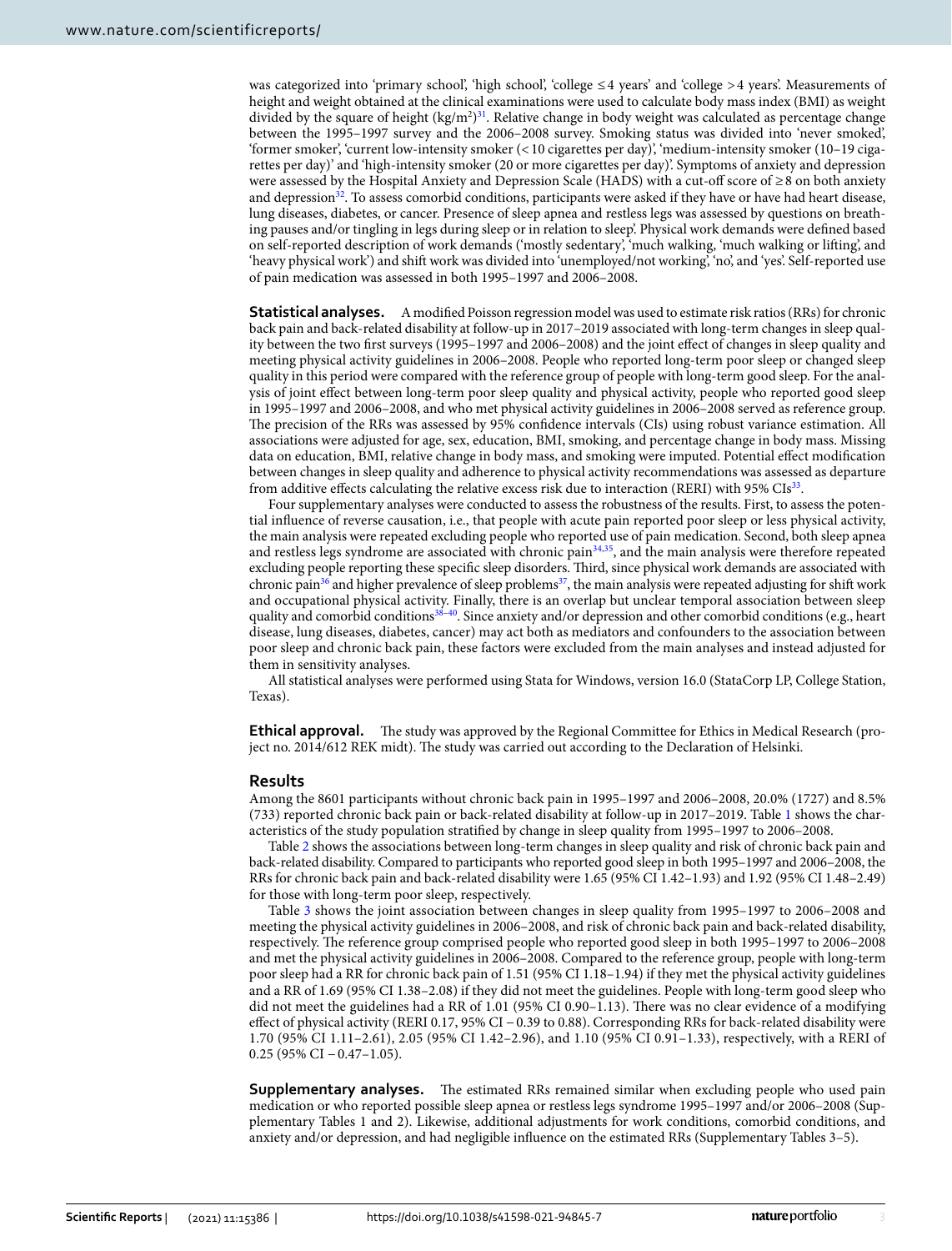was categorized into 'primary school', 'high school', 'college ≤4 years' and 'college >4 years'. Measurements of height and weight obtained at the clinical examinations were used to calculate body mass index (BMI) as weight divided by the square of height ($kg/m^2$)[31]. Relative change in body weight was calculated as percentage change between the 1995–1997 survey and the 2006–2008 survey. Smoking status was divided into 'never smoked', 'former smoker', 'current low-intensity smoker (<10 cigarettes per day)', 'medium-intensity smoker (10–19 cigarettes per day)' and 'high-intensity smoker (20 or more cigarettes per day)'. Symptoms of anxiety and depression were assessed by the Hospital Anxiety and Depression Scale (HADS) with a cut-off score of ≥8 on both anxiety and depression[32]. To assess comorbid conditions, participants were asked if they have or have had heart disease, lung diseases, diabetes, or cancer. Presence of sleep apnea and restless legs was assessed by questions on breathing pauses and/or tingling in legs during sleep or in relation to sleep'. Physical work demands were defined based on self-reported description of work demands ('mostly sedentary', 'much walking, 'much walking or lifting', and 'heavy physical work') and shift work was divided into 'unemployed/not working', 'no', and 'yes'. Self-reported use of pain medication was assessed in both 1995–1997 and 2006–2008.

**Statistical analyses.** A modified Poisson regression model was used to estimate risk ratios (RRs) for chronic back pain and back-related disability at follow-up in 2017–2019 associated with long-term changes in sleep quality between the two first surveys (1995–1997 and 2006–2008) and the joint effect of changes in sleep quality and meeting physical activity guidelines in 2006–2008. People who reported long-term poor sleep or changed sleep quality in this period were compared with the reference group of people with long-term good sleep. For the analysis of joint effect between long-term poor sleep quality and physical activity, people who reported good sleep in 1995–1997 and 2006–2008, and who met physical activity guidelines in 2006–2008 served as reference group. The precision of the RRs was assessed by 95% confidence intervals (CIs) using robust variance estimation. All associations were adjusted for age, sex, education, BMI, smoking, and percentage change in body mass. Missing data on education, BMI, relative change in body mass, and smoking were imputed. Potential effect modification between changes in sleep quality and adherence to physical activity recommendations was assessed as departure from additive effects calculating the relative excess risk due to interaction (RERI) with 95% CIs[33].

Four supplementary analyses were conducted to assess the robustness of the results. First, to assess the potential influence of reverse causation, i.e., that people with acute pain reported poor sleep or less physical activity, the main analysis were repeated excluding people who reported use of pain medication. Second, both sleep apnea and restless legs syndrome are associated with chronic pain[34,35], and the main analysis were therefore repeated excluding people reporting these specific sleep disorders. Third, since physical work demands are associated with chronic pain[36] and higher prevalence of sleep problems[37], the main analysis were repeated adjusting for shift work and occupational physical activity. Finally, there is an overlap but unclear temporal association between sleep quality and comorbid conditions[38–40]. Since anxiety and/or depression and other comorbid conditions (e.g., heart disease, lung diseases, diabetes, cancer) may act both as mediators and confounders to the association between poor sleep and chronic back pain, these factors were excluded from the main analyses and instead adjusted for them in sensitivity analyses.

All statistical analyses were performed using Stata for Windows, version 16.0 (StataCorp LP, College Station, Texas).

**Ethical approval.** The study was approved by the Regional Committee for Ethics in Medical Research (project no. 2014/612 REK midt). The study was carried out according to the Declaration of Helsinki.

## Results

Among the 8601 participants without chronic back pain in 1995–1997 and 2006–2008, 20.0% (1727) and 8.5% (733) reported chronic back pain or back-related disability at follow-up in 2017–2019. Table 1 shows the characteristics of the study population stratified by change in sleep quality from 1995–1997 to 2006–2008.

Table 2 shows the associations between long-term changes in sleep quality and risk of chronic back pain and back-related disability. Compared to participants who reported good sleep in both 1995–1997 and 2006–2008, the RRs for chronic back pain and back-related disability were 1.65 (95% CI 1.42–1.93) and 1.92 (95% CI 1.48–2.49) for those with long-term poor sleep, respectively.

Table 3 shows the joint association between changes in sleep quality from 1995–1997 to 2006–2008 and meeting the physical activity guidelines in 2006–2008, and risk of chronic back pain and back-related disability, respectively. The reference group comprised people who reported good sleep in both 1995–1997 to 2006–2008 and met the physical activity guidelines in 2006–2008. Compared to the reference group, people with long-term poor sleep had a RR for chronic back pain of 1.51 (95% CI 1.18–1.94) if they met the physical activity guidelines and a RR of 1.69 (95% CI 1.38–2.08) if they did not meet the guidelines. People with long-term good sleep who did not meet the guidelines had a RR of 1.01 (95% CI 0.90–1.13). There was no clear evidence of a modifying effect of physical activity (RERI 0.17, 95% CI −0.39 to 0.88). Corresponding RRs for back-related disability were 1.70 (95% CI 1.11–2.61), 2.05 (95% CI 1.42–2.96), and 1.10 (95% CI 0.91–1.33), respectively, with a RERI of 0.25 (95% CI −0.47–1.05).

**Supplementary analyses.** The estimated RRs remained similar when excluding people who used pain medication or who reported possible sleep apnea or restless legs syndrome 1995–1997 and/or 2006–2008 (Supplementary Tables 1 and 2). Likewise, additional adjustments for work conditions, comorbid conditions, and anxiety and/or depression, and had negligible influence on the estimated RRs (Supplementary Tables 3–5).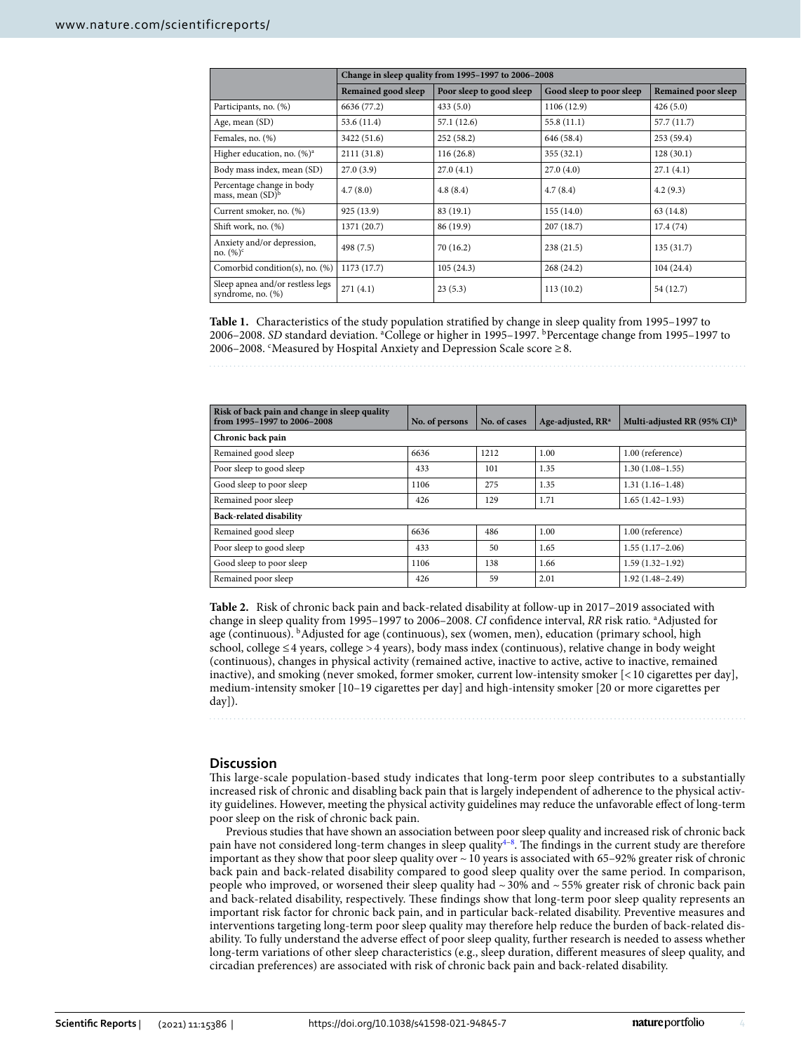| | Change in sleep quality from 1995–1997 to 2006–2008 | | | |
|---|---|---|---|---|
| | Remained good sleep | Poor sleep to good sleep | Good sleep to poor sleep | Remained poor sleep |
| Participants, no. (%) | 6636 (77.2) | 433 (5.0) | 1106 (12.9) | 426 (5.0) |
| Age, mean (SD) | 53.6 (11.4) | 57.1 (12.6) | 55.8 (11.1) | 57.7 (11.7) |
| Females, no. (%) | 3422 (51.6) | 252 (58.2) | 646 (58.4) | 253 (59.4) |
| Higher education, no. (%)[a] | 2111 (31.8) | 116 (26.8) | 355 (32.1) | 128 (30.1) |
| Body mass index, mean (SD) | 27.0 (3.9) | 27.0 (4.1) | 27.0 (4.0) | 27.1 (4.1) |
| Percentage change in body mass, mean (SD)[b] | 4.7 (8.0) | 4.8 (8.4) | 4.7 (8.4) | 4.2 (9.3) |
| Current smoker, no. (%) | 925 (13.9) | 83 (19.1) | 155 (14.0) | 63 (14.8) |
| Shift work, no. (%) | 1371 (20.7) | 86 (19.9) | 207 (18.7) | 17.4 (74) |
| Anxiety and/or depression, no. (%)[c] | 498 (7.5) | 70 (16.2) | 238 (21.5) | 135 (31.7) |
| Comorbid condition(s), no. (%) | 1173 (17.7) | 105 (24.3) | 268 (24.2) | 104 (24.4) |
| Sleep apnea and/or restless legs syndrome, no. (%) | 271 (4.1) | 23 (5.3) | 113 (10.2) | 54 (12.7) |

**Table 1.** Characteristics of the study population stratified by change in sleep quality from 1995–1997 to 2006–2008. *SD* standard deviation. [a]College or higher in 1995–1997. [b]Percentage change from 1995–1997 to 2006–2008. [c]Measured by Hospital Anxiety and Depression Scale score ≥ 8.

| Risk of back pain and change in sleep quality from 1995–1997 to 2006–2008 | No. of persons | No. of cases | Age-adjusted, RR[a] | Multi-adjusted RR (95% CI)[b] |
|---|---|---|---|---|
| **Chronic back pain** | | | | |
| Remained good sleep | 6636 | 1212 | 1.00 | 1.00 (reference) |
| Poor sleep to good sleep | 433 | 101 | 1.35 | 1.30 (1.08–1.55) |
| Good sleep to poor sleep | 1106 | 275 | 1.35 | 1.31 (1.16–1.48) |
| Remained poor sleep | 426 | 129 | 1.71 | 1.65 (1.42–1.93) |
| **Back-related disability** | | | | |
| Remained good sleep | 6636 | 486 | 1.00 | 1.00 (reference) |
| Poor sleep to good sleep | 433 | 50 | 1.65 | 1.55 (1.17–2.06) |
| Good sleep to poor sleep | 1106 | 138 | 1.66 | 1.59 (1.32–1.92) |
| Remained poor sleep | 426 | 59 | 2.01 | 1.92 (1.48–2.49) |

**Table 2.** Risk of chronic back pain and back-related disability at follow-up in 2017–2019 associated with change in sleep quality from 1995–1997 to 2006–2008. *CI* confidence interval, *RR* risk ratio. [a]Adjusted for age (continuous). [b]Adjusted for age (continuous), sex (women, men), education (primary school, high school, college ≤ 4 years, college > 4 years), body mass index (continuous), relative change in body weight (continuous), changes in physical activity (remained active, inactive to active, active to inactive, remained inactive), and smoking (never smoked, former smoker, current low-intensity smoker [< 10 cigarettes per day], medium-intensity smoker [10–19 cigarettes per day] and high-intensity smoker [20 or more cigarettes per day]).

## Discussion

This large-scale population-based study indicates that long-term poor sleep contributes to a substantially increased risk of chronic and disabling back pain that is largely independent of adherence to the physical activity guidelines. However, meeting the physical activity guidelines may reduce the unfavorable effect of long-term poor sleep on the risk of chronic back pain.

Previous studies that have shown an association between poor sleep quality and increased risk of chronic back pain have not considered long-term changes in sleep quality[4–8]. The findings in the current study are therefore important as they show that poor sleep quality over ~ 10 years is associated with 65–92% greater risk of chronic back pain and back-related disability compared to good sleep quality over the same period. In comparison, people who improved, or worsened their sleep quality had ~ 30% and ~ 55% greater risk of chronic back pain and back-related disability, respectively. These findings show that long-term poor sleep quality represents an important risk factor for chronic back pain, and in particular back-related disability. Preventive measures and interventions targeting long-term poor sleep quality may therefore help reduce the burden of back-related disability. To fully understand the adverse effect of poor sleep quality, further research is needed to assess whether long-term variations of other sleep characteristics (e.g., sleep duration, different measures of sleep quality, and circadian preferences) are associated with risk of chronic back pain and back-related disability.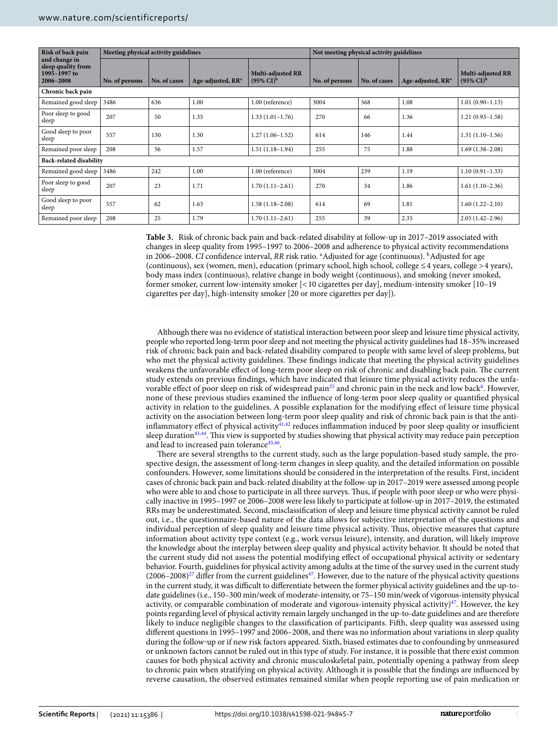| Risk of back pain and change in sleep quality from 1995–1997 to 2006–2008 | Meeting physical activity guidelines | | | | Not meeting physical activity guidelines | | | |
|---|---|---|---|---|---|---|---|---|
| | No. of persons | No. of cases | Age-adjusted, RR[a] | Multi-adjusted RR (95% CI)[b] | No. of persons | No. of cases | Age-adjusted, RR[a] | Multi-adjusted RR (95% CI)[b] |
| **Chronic back pain** | | | | | | | | |
| Remained good sleep | 3486 | 636 | 1.00 | 1.00 (reference) | 3004 | 568 | 1.08 | 1.01 (0.90–1.13) |
| Poor sleep to good sleep | 207 | 50 | 1.35 | 1.33 (1.01–1.76) | 270 | 66 | 1.36 | 1.21 (0.93–1.58) |
| Good sleep to poor sleep | 557 | 130 | 1.30 | 1.27 (1.06–1.52) | 614 | 146 | 1.44 | 1.31 (1.10–1.56) |
| Remained poor sleep | 208 | 56 | 1.57 | 1.51 (1.18–1.94) | 255 | 75 | 1.88 | 1.69 (1.38–2.08) |
| **Back-related disability** | | | | | | | | |
| Remained good sleep | 3486 | 242 | 1.00 | 1.00 (reference) | 3004 | 239 | 1.19 | 1.10 (0.91–1.33) |
| Poor sleep to good sleep | 207 | 23 | 1.71 | 1.70 (1.11–2.61) | 270 | 34 | 1.86 | 1.61 (1.10–2.36) |
| Good sleep to poor sleep | 557 | 62 | 1.63 | 1.58 (1.18–2.08) | 614 | 69 | 1.81 | 1.60 (1.22–2.10) |
| Remained poor sleep | 208 | 25 | 1.79 | 1.70 (1.11–2.61) | 255 | 39 | 2.35 | 2.05 (1.42–2.96) |

**Table 3.** Risk of chronic back pain and back-related disability at follow-up in 2017–2019 associated with changes in sleep quality from 1995–1997 to 2006–2008 and adherence to physical activity recommendations in 2006–2008. *CI* confidence interval, *RR* risk ratio. [a]Adjusted for age (continuous). [b]Adjusted for age (continuous), sex (women, men), education (primary school, high school, college ≤4 years, college >4 years), body mass index (continuous), relative change in body weight (continuous), and smoking (never smoked, former smoker, current low-intensity smoker [<10 cigarettes per day], medium-intensity smoker [10–19 cigarettes per day], high-intensity smoker [20 or more cigarettes per day]).

Although there was no evidence of statistical interaction between poor sleep and leisure time physical activity, people who reported long-term poor sleep and not meeting the physical activity guidelines had 18–35% increased risk of chronic back pain and back-related disability compared to people with same level of sleep problems, but who met the physical activity guidelines. These findings indicate that meeting the physical activity guidelines weakens the unfavorable effect of long-term poor sleep on risk of chronic and disabling back pain. The current study extends on previous findings, which have indicated that leisure time physical activity reduces the unfavorable effect of poor sleep on risk of widespread pain[25] and chronic pain in the neck and low back[6]. However, none of these previous studies examined the influence of long-term poor sleep quality or quantified physical activity in relation to the guidelines. A possible explanation for the modifying effect of leisure time physical activity on the association between long-term poor sleep quality and risk of chronic back pain is that the anti-inflammatory effect of physical activity[41,42] reduces inflammation induced by poor sleep quality or insufficient sleep duration[43,44]. This view is supported by studies showing that physical activity may reduce pain perception and lead to increased pain tolerance[45,46].

There are several strengths to the current study, such as the large population-based study sample, the prospective design, the assessment of long-term changes in sleep quality, and the detailed information on possible confounders. However, some limitations should be considered in the interpretation of the results. First, incident cases of chronic back pain and back-related disability at the follow-up in 2017–2019 were assessed among people who were able to and chose to participate in all three surveys. Thus, if people with poor sleep or who were physically inactive in 1995–1997 or 2006–2008 were less likely to participate at follow-up in 2017–2019, the estimated RRs may be underestimated. Second, misclassification of sleep and leisure time physical activity cannot be ruled out, i.e., the questionnaire-based nature of the data allows for subjective interpretation of the questions and individual perception of sleep quality and leisure time physical activity. Thus, objective measures that capture information about activity type context (e.g., work versus leisure), intensity, and duration, will likely improve the knowledge about the interplay between sleep quality and physical activity behavior. It should be noted that the current study did not assess the potential modifying effect of occupational physical activity or sedentary behavior. Fourth, guidelines for physical activity among adults at the time of the survey used in the current study (2006–2008)[27] differ from the current guidelines[47]. However, due to the nature of the physical activity questions in the current study, it was difficult to differentiate between the former physical activity guidelines and the up-to-date guidelines (i.e., 150–300 min/week of moderate-intensity, or 75–150 min/week of vigorous-intensity physical activity, or comparable combination of moderate and vigorous-intensity physical activity)[47]. However, the key points regarding level of physical activity remain largely unchanged in the up-to-date guidelines and are therefore likely to induce negligible changes to the classification of participants. Fifth, sleep quality was assessed using different questions in 1995–1997 and 2006–2008, and there was no information about variations in sleep quality during the follow-up or if new risk factors appeared. Sixth, biased estimates due to confounding by unmeasured or unknown factors cannot be ruled out in this type of study. For instance, it is possible that there exist common causes for both physical activity and chronic musculoskeletal pain, potentially opening a pathway from sleep to chronic pain when stratifying on physical activity. Although it is possible that the findings are influenced by reverse causation, the observed estimates remained similar when people reporting use of pain medication or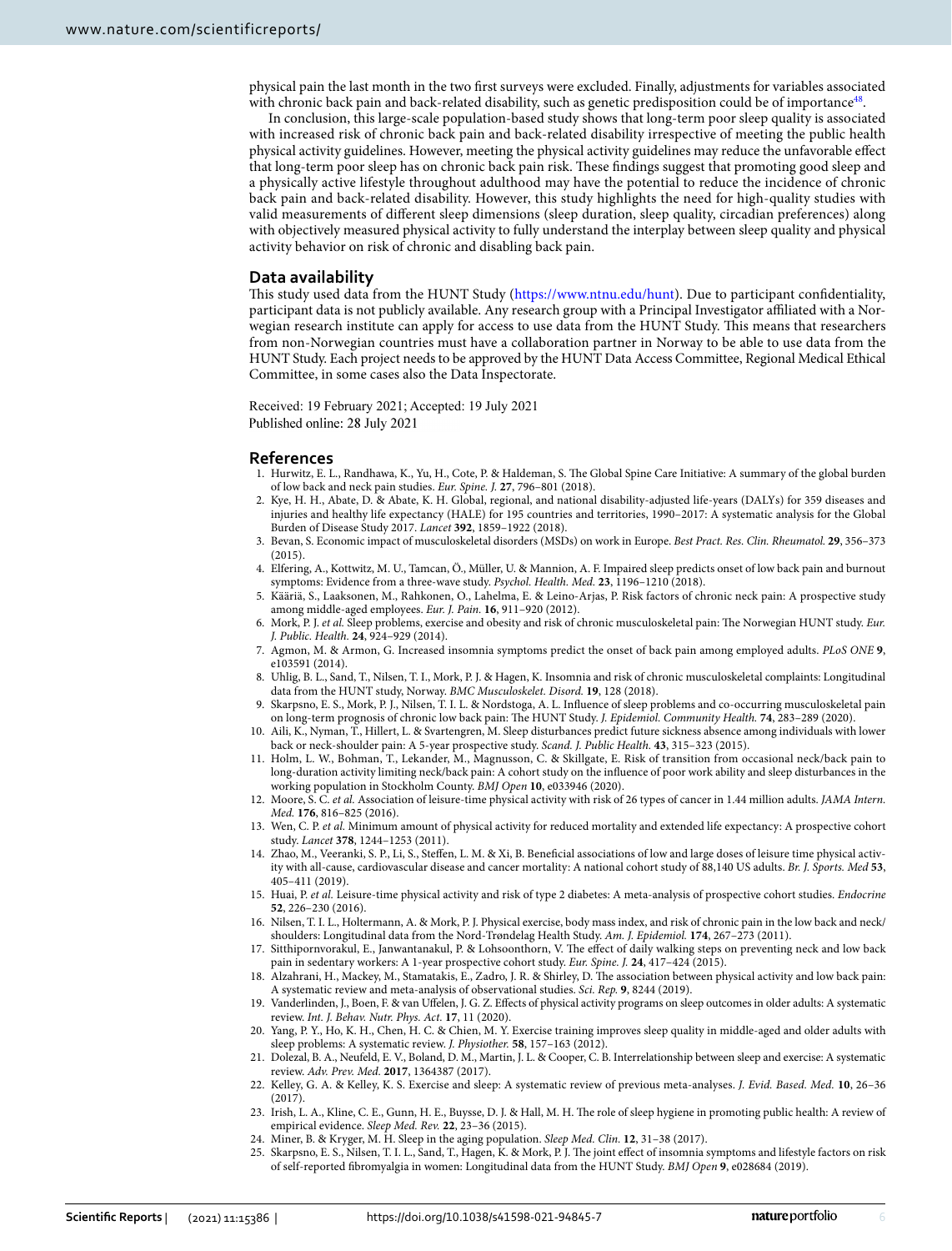physical pain the last month in the two first surveys were excluded. Finally, adjustments for variables associated with chronic back pain and back-related disability, such as genetic predisposition could be of importance[48].

In conclusion, this large-scale population-based study shows that long-term poor sleep quality is associated with increased risk of chronic back pain and back-related disability irrespective of meeting the public health physical activity guidelines. However, meeting the physical activity guidelines may reduce the unfavorable effect that long-term poor sleep has on chronic back pain risk. These findings suggest that promoting good sleep and a physically active lifestyle throughout adulthood may have the potential to reduce the incidence of chronic back pain and back-related disability. However, this study highlights the need for high-quality studies with valid measurements of different sleep dimensions (sleep duration, sleep quality, circadian preferences) along with objectively measured physical activity to fully understand the interplay between sleep quality and physical activity behavior on risk of chronic and disabling back pain.

## Data availability

This study used data from the HUNT Study (https://www.ntnu.edu/hunt). Due to participant confidentiality, participant data is not publicly available. Any research group with a Principal Investigator affiliated with a Norwegian research institute can apply for access to use data from the HUNT Study. This means that researchers from non-Norwegian countries must have a collaboration partner in Norway to be able to use data from the HUNT Study. Each project needs to be approved by the HUNT Data Access Committee, Regional Medical Ethical Committee, in some cases also the Data Inspectorate.

Received: 19 February 2021; Accepted: 19 July 2021
Published online: 28 July 2021

## References

1. Hurwitz, E. L., Randhawa, K., Yu, H., Cote, P. & Haldeman, S. The Global Spine Care Initiative: A summary of the global burden of low back and neck pain studies. *Eur. Spine. J.* **27**, 796–801 (2018).
2. Kye, H. H., Abate, D. & Abate, K. H. Global, regional, and national disability-adjusted life-years (DALYs) for 359 diseases and injuries and healthy life expectancy (HALE) for 195 countries and territories, 1990–2017: A systematic analysis for the Global Burden of Disease Study 2017. *Lancet* **392**, 1859–1922 (2018).
3. Bevan, S. Economic impact of musculoskeletal disorders (MSDs) on work in Europe. *Best Pract. Res. Clin. Rheumatol.* **29**, 356–373 (2015).
4. Elfering, A., Kottwitz, M. U., Tamcan, Ö., Müller, U. & Mannion, A. F. Impaired sleep predicts onset of low back pain and burnout symptoms: Evidence from a three-wave study. *Psychol. Health. Med.* **23**, 1196–1210 (2018).
5. Kääriä, S., Laaksonen, M., Rahkonen, O., Lahelma, E. & Leino-Arjas, P. Risk factors of chronic neck pain: A prospective study among middle-aged employees. *Eur. J. Pain.* **16**, 911–920 (2012).
6. Mork, P. J. *et al.* Sleep problems, exercise and obesity and risk of chronic musculoskeletal pain: The Norwegian HUNT study. *Eur. J. Public. Health.* **24**, 924–929 (2014).
7. Agmon, M. & Armon, G. Increased insomnia symptoms predict the onset of back pain among employed adults. *PLoS ONE* **9**, e103591 (2014).
8. Uhlig, B. L., Sand, T., Nilsen, T. I., Mork, P. J. & Hagen, K. Insomnia and risk of chronic musculoskeletal complaints: Longitudinal data from the HUNT study, Norway. *BMC Musculoskelet. Disord.* **19**, 128 (2018).
9. Skarpsno, E. S., Mork, P. J., Nilsen, T. I. L. & Nordstoga, A. L. Influence of sleep problems and co-occurring musculoskeletal pain on long-term prognosis of chronic low back pain: The HUNT Study. *J. Epidemiol. Community Health.* **74**, 283–289 (2020).
10. Aili, K., Nyman, T., Hillert, L. & Svartengren, M. Sleep disturbances predict future sickness absence among individuals with lower back or neck-shoulder pain: A 5-year prospective study. *Scand. J. Public Health.* **43**, 315–323 (2015).
11. Holm, L. W., Bohman, T., Lekander, M., Magnusson, C. & Skillgate, E. Risk of transition from occasional neck/back pain to long-duration activity limiting neck/back pain: A cohort study on the influence of poor work ability and sleep disturbances in the working population in Stockholm County. *BMJ Open* **10**, e033946 (2020).
12. Moore, S. C. *et al.* Association of leisure-time physical activity with risk of 26 types of cancer in 1.44 million adults. *JAMA Intern. Med.* **176**, 816–825 (2016).
13. Wen, C. P. *et al.* Minimum amount of physical activity for reduced mortality and extended life expectancy: A prospective cohort study. *Lancet* **378**, 1244–1253 (2011).
14. Zhao, M., Veeranki, S. P., Li, S., Steffen, L. M. & Xi, B. Beneficial associations of low and large doses of leisure time physical activity with all-cause, cardiovascular disease and cancer mortality: A national cohort study of 88,140 US adults. *Br. J. Sports. Med* **53**, 405–411 (2019).
15. Huai, P. *et al.* Leisure-time physical activity and risk of type 2 diabetes: A meta-analysis of prospective cohort studies. *Endocrine* **52**, 226–230 (2016).
16. Nilsen, T. I. L., Holtermann, A. & Mork, P. J. Physical exercise, body mass index, and risk of chronic pain in the low back and neck/shoulders: Longitudinal data from the Nord-Trøndelag Health Study. *Am. J. Epidemiol.* **174**, 267–273 (2011).
17. Sitthipornvorakul, E., Janwantanakul, P. & Lohsoonthorn, V. The effect of daily walking steps on preventing neck and low back pain in sedentary workers: A 1-year prospective cohort study. *Eur. Spine. J.* **24**, 417–424 (2015).
18. Alzahrani, H., Mackey, M., Stamatakis, E., Zadro, J. R. & Shirley, D. The association between physical activity and low back pain: A systematic review and meta-analysis of observational studies. *Sci. Rep.* **9**, 8244 (2019).
19. Vanderlinden, J., Boen, F. & van Uffelen, J. G. Z. Effects of physical activity programs on sleep outcomes in older adults: A systematic review. *Int. J. Behav. Nutr. Phys. Act.* **17**, 11 (2020).
20. Yang, P. Y., Ho, K. H., Chen, H. C. & Chien, M. Y. Exercise training improves sleep quality in middle-aged and older adults with sleep problems: A systematic review. *J. Physiother.* **58**, 157–163 (2012).
21. Dolezal, B. A., Neufeld, E. V., Boland, D. M., Martin, J. L. & Cooper, C. B. Interrelationship between sleep and exercise: A systematic review. *Adv. Prev. Med.* **2017**, 1364387 (2017).
22. Kelley, G. A. & Kelley, K. S. Exercise and sleep: A systematic review of previous meta-analyses. *J. Evid. Based. Med.* **10**, 26–36 (2017).
23. Irish, L. A., Kline, C. E., Gunn, H. E., Buysse, D. J. & Hall, M. H. The role of sleep hygiene in promoting public health: A review of empirical evidence. *Sleep Med. Rev.* **22**, 23–36 (2015).
24. Miner, B. & Kryger, M. H. Sleep in the aging population. *Sleep Med. Clin.* **12**, 31–38 (2017).
25. Skarpsno, E. S., Nilsen, T. I. L., Sand, T., Hagen, K. & Mork, P. J. The joint effect of insomnia symptoms and lifestyle factors on risk of self-reported fibromyalgia in women: Longitudinal data from the HUNT Study. *BMJ Open* **9**, e028684 (2019).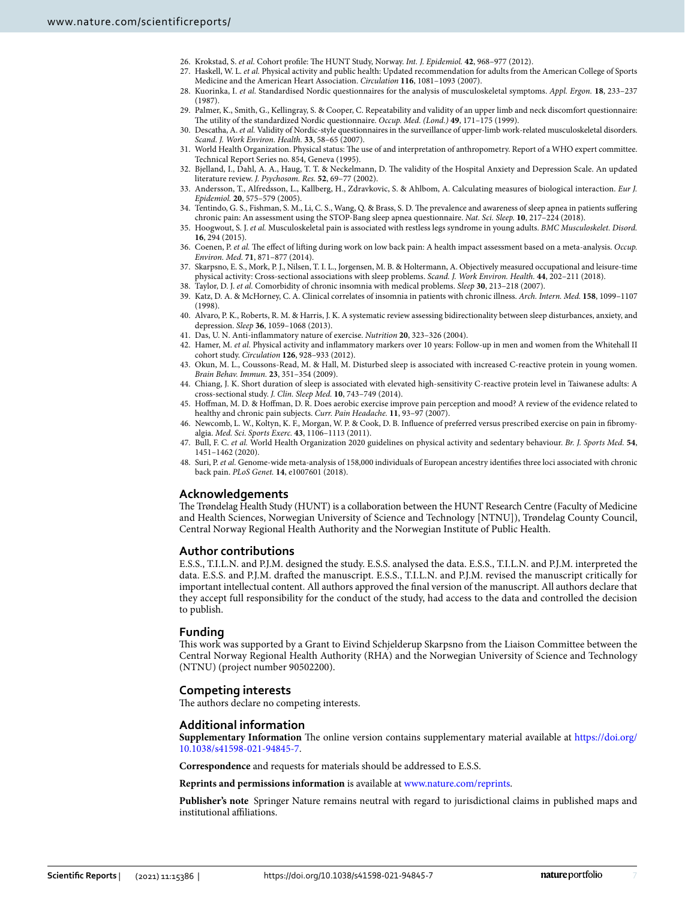26. Krokstad, S. *et al.* Cohort profile: The HUNT Study, Norway. *Int. J. Epidemiol.* **42**, 968–977 (2012).
27. Haskell, W. L. *et al.* Physical activity and public health: Updated recommendation for adults from the American College of Sports Medicine and the American Heart Association. *Circulation* **116**, 1081–1093 (2007).
28. Kuorinka, I. *et al.* Standardised Nordic questionnaires for the analysis of musculoskeletal symptoms. *Appl. Ergon.* **18**, 233–237 (1987).
29. Palmer, K., Smith, G., Kellingray, S. & Cooper, C. Repeatability and validity of an upper limb and neck discomfort questionnaire: The utility of the standardized Nordic questionnaire. *Occup. Med. (Lond.)* **49**, 171–175 (1999).
30. Descatha, A. *et al.* Validity of Nordic-style questionnaires in the surveillance of upper-limb work-related musculoskeletal disorders. *Scand. J. Work Environ. Health.* **33**, 58–65 (2007).
31. World Health Organization. Physical status: The use of and interpretation of anthropometry. Report of a WHO expert committee. Technical Report Series no. 854, Geneva (1995).
32. Bjelland, I., Dahl, A. A., Haug, T. T. & Neckelmann, D. The validity of the Hospital Anxiety and Depression Scale. An updated literature review. *J. Psychosom. Res.* **52**, 69–77 (2002).
33. Andersson, T., Alfredsson, L., Kallberg, H., Zdravkovic, S. & Ahlbom, A. Calculating measures of biological interaction. *Eur J. Epidemiol.* **20**, 575–579 (2005).
34. Tentindo, G. S., Fishman, S. M., Li, C. S., Wang, Q. & Brass, S. D. The prevalence and awareness of sleep apnea in patients suffering chronic pain: An assessment using the STOP-Bang sleep apnea questionnaire. *Nat. Sci. Sleep.* **10**, 217–224 (2018).
35. Hoogwout, S. J. *et al.* Musculoskeletal pain is associated with restless legs syndrome in young adults. *BMC Musculoskelet. Disord.* **16**, 294 (2015).
36. Coenen, P. *et al.* The effect of lifting during work on low back pain: A health impact assessment based on a meta-analysis. *Occup. Environ. Med.* **71**, 871–877 (2014).
37. Skarpsno, E. S., Mork, P. J., Nilsen, T. I. L., Jorgensen, M. B. & Holtermann, A. Objectively measured occupational and leisure-time physical activity: Cross-sectional associations with sleep problems. *Scand. J. Work Environ. Health.* **44**, 202–211 (2018).
38. Taylor, D. J. *et al.* Comorbidity of chronic insomnia with medical problems. *Sleep* **30**, 213–218 (2007).
39. Katz, D. A. & McHorney, C. A. Clinical correlates of insomnia in patients with chronic illness. *Arch. Intern. Med.* **158**, 1099–1107 (1998).
40. Alvaro, P. K., Roberts, R. M. & Harris, J. K. A systematic review assessing bidirectionality between sleep disturbances, anxiety, and depression. *Sleep* **36**, 1059–1068 (2013).
41. Das, U. N. Anti-inflammatory nature of exercise. *Nutrition* **20**, 323–326 (2004).
42. Hamer, M. *et al.* Physical activity and inflammatory markers over 10 years: Follow-up in men and women from the Whitehall II cohort study. *Circulation* **126**, 928–933 (2012).
43. Okun, M. L., Coussons-Read, M. & Hall, M. Disturbed sleep is associated with increased C-reactive protein in young women. *Brain Behav. Immun.* **23**, 351–354 (2009).
44. Chiang, J. K. Short duration of sleep is associated with elevated high-sensitivity C-reactive protein level in Taiwanese adults: A cross-sectional study. *J. Clin. Sleep Med.* **10**, 743–749 (2014).
45. Hoffman, M. D. & Hoffman, D. R. Does aerobic exercise improve pain perception and mood? A review of the evidence related to healthy and chronic pain subjects. *Curr. Pain Headache.* **11**, 93–97 (2007).
46. Newcomb, L. W., Koltyn, K. F., Morgan, W. P. & Cook, D. B. Influence of preferred versus prescribed exercise on pain in fibromyalgia. *Med. Sci. Sports Exerc.* **43**, 1106–1113 (2011).
47. Bull, F. C. *et al.* World Health Organization 2020 guidelines on physical activity and sedentary behaviour. *Br. J. Sports Med.* **54**, 1451–1462 (2020).
48. Suri, P. *et al.* Genome-wide meta-analysis of 158,000 individuals of European ancestry identifies three loci associated with chronic back pain. *PLoS Genet.* **14**, e1007601 (2018).

## Acknowledgements

The Trøndelag Health Study (HUNT) is a collaboration between the HUNT Research Centre (Faculty of Medicine and Health Sciences, Norwegian University of Science and Technology [NTNU]), Trøndelag County Council, Central Norway Regional Health Authority and the Norwegian Institute of Public Health.

## Author contributions

E.S.S., T.I.L.N. and P.J.M. designed the study. E.S.S. analysed the data. E.S.S., T.I.L.N. and P.J.M. interpreted the data. E.S.S. and P.J.M. drafted the manuscript. E.S.S., T.I.L.N. and P.J.M. revised the manuscript critically for important intellectual content. All authors approved the final version of the manuscript. All authors declare that they accept full responsibility for the conduct of the study, had access to the data and controlled the decision to publish.

## Funding

This work was supported by a Grant to Eivind Schjelderup Skarpsno from the Liaison Committee between the Central Norway Regional Health Authority (RHA) and the Norwegian University of Science and Technology (NTNU) (project number 90502200).

## Competing interests

The authors declare no competing interests.

## Additional information

**Supplementary Information** The online version contains supplementary material available at https://doi.org/10.1038/s41598-021-94845-7.

**Correspondence** and requests for materials should be addressed to E.S.S.

**Reprints and permissions information** is available at www.nature.com/reprints.

**Publisher's note** Springer Nature remains neutral with regard to jurisdictional claims in published maps and institutional affiliations.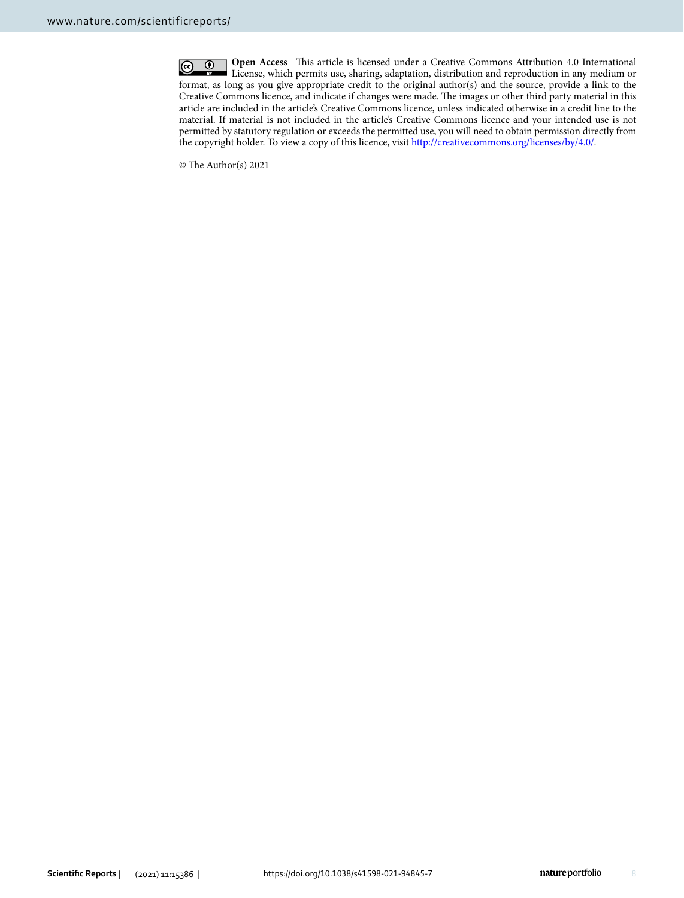**Open Access** This article is licensed under a Creative Commons Attribution 4.0 International License, which permits use, sharing, adaptation, distribution and reproduction in any medium or format, as long as you give appropriate credit to the original author(s) and the source, provide a link to the Creative Commons licence, and indicate if changes were made. The images or other third party material in this article are included in the article's Creative Commons licence, unless indicated otherwise in a credit line to the material. If material is not included in the article's Creative Commons licence and your intended use is not permitted by statutory regulation or exceeds the permitted use, you will need to obtain permission directly from the copyright holder. To view a copy of this licence, visit http://creativecommons.org/licenses/by/4.0/.

© The Author(s) 2021